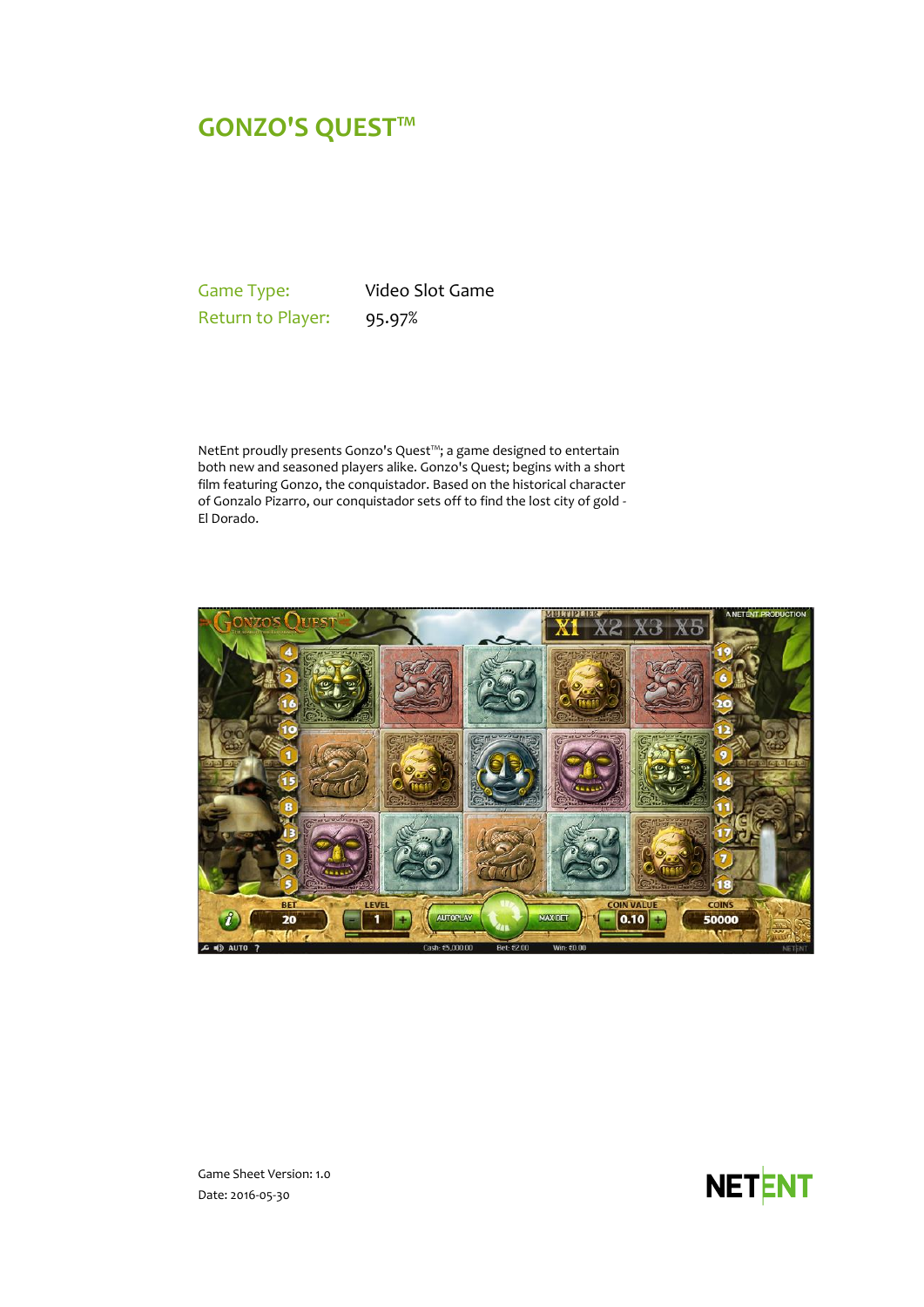# GONZO'S QUEST™

| | |
|---|---|
| Game Type: | Video Slot Game |
| Return to Player: | 95.97% |

NetEnt proudly presents Gonzo's Quest™; a game designed to entertain both new and seasoned players alike. Gonzo's Quest; begins with a short film featuring Gonzo, the conquistador. Based on the historical character of Gonzalo Pizarro, our conquistador sets off to find the lost city of gold - El Dorado.

Game Sheet Version: 1.0
Date: 2016-05-30

NETENT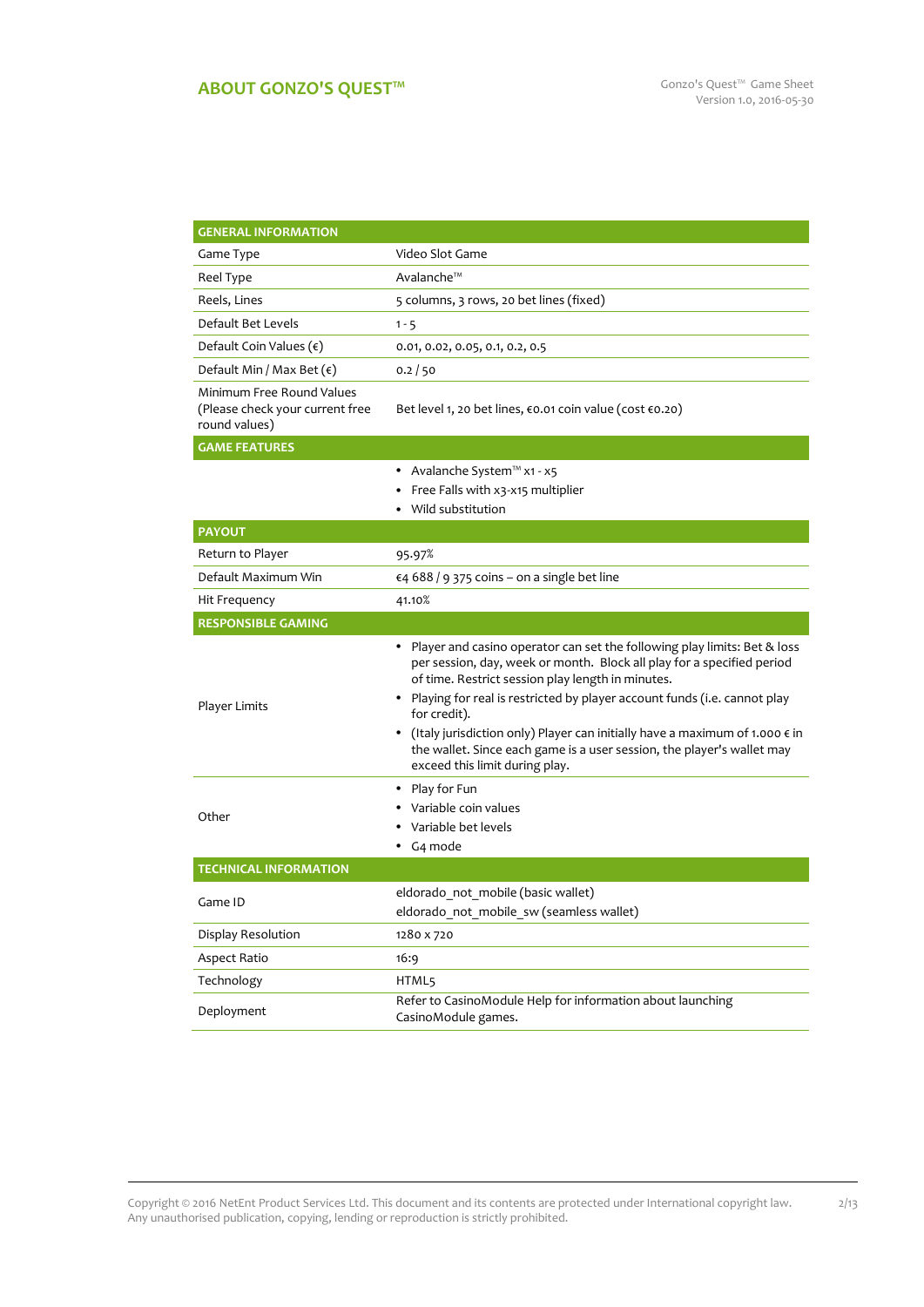## ABOUT GONZO'S QUEST™

| GENERAL INFORMATION | |
|---|---|
| Game Type | Video Slot Game |
| Reel Type | Avalanche™ |
| Reels, Lines | 5 columns, 3 rows, 20 bet lines (fixed) |
| Default Bet Levels | 1 - 5 |
| Default Coin Values (€) | 0.01, 0.02, 0.05, 0.1, 0.2, 0.5 |
| Default Min / Max Bet (€) | 0.2 / 50 |
| Minimum Free Round Values (Please check your current free round values) | Bet level 1, 20 bet lines, €0.01 coin value (cost €0.20) |
| **GAME FEATURES** | |
| | • Avalanche System™ x1 - x5<br>• Free Falls with x3-x15 multiplier<br>• Wild substitution |
| **PAYOUT** | |
| Return to Player | 95.97% |
| Default Maximum Win | €4 688 / 9 375 coins – on a single bet line |
| Hit Frequency | 41.10% |
| **RESPONSIBLE GAMING** | |
| Player Limits | • Player and casino operator can set the following play limits: Bet & loss per session, day, week or month. Block all play for a specified period of time. Restrict session play length in minutes.<br>• Playing for real is restricted by player account funds (i.e. cannot play for credit).<br>• (Italy jurisdiction only) Player can initially have a maximum of 1.000 € in the wallet. Since each game is a user session, the player's wallet may exceed this limit during play. |
| Other | • Play for Fun<br>• Variable coin values<br>• Variable bet levels<br>• G4 mode |
| **TECHNICAL INFORMATION** | |
| Game ID | eldorado_not_mobile (basic wallet)<br>eldorado_not_mobile_sw (seamless wallet) |
| Display Resolution | 1280 x 720 |
| Aspect Ratio | 16:9 |
| Technology | HTML5 |
| Deployment | Refer to CasinoModule Help for information about launching CasinoModule games. |

Copyright © 2016 NetEnt Product Services Ltd. This document and its contents are protected under International copyright law. Any unauthorised publication, copying, lending or reproduction is strictly prohibited.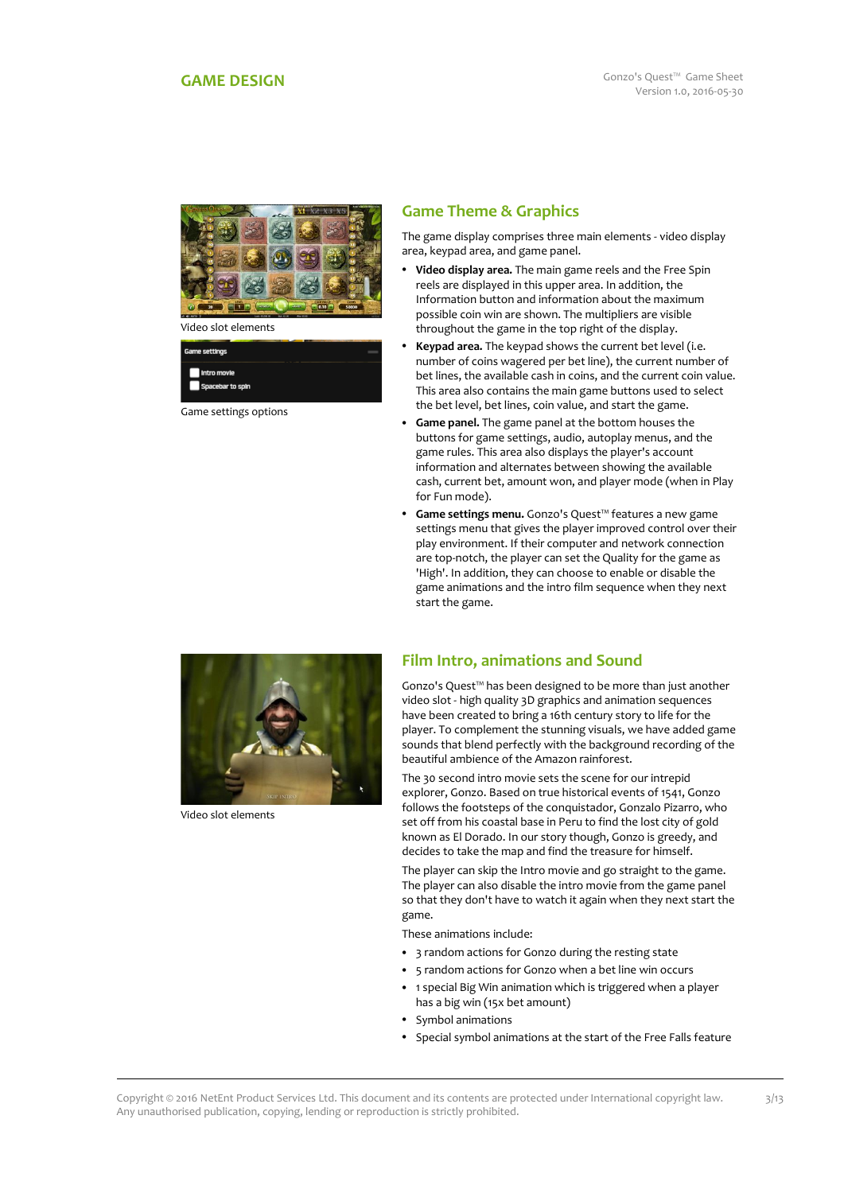# GAME DESIGN

Video slot elements

Game settings options

## Game Theme & Graphics

The game display comprises three main elements - video display area, keypad area, and game panel.

- **Video display area.** The main game reels and the Free Spin reels are displayed in this upper area. In addition, the Information button and information about the maximum possible coin win are shown. The multipliers are visible throughout the game in the top right of the display.
- **Keypad area.** The keypad shows the current bet level (i.e. number of coins wagered per bet line), the current number of bet lines, the available cash in coins, and the current coin value. This area also contains the main game buttons used to select the bet level, bet lines, coin value, and start the game.
- **Game panel.** The game panel at the bottom houses the buttons for game settings, audio, autoplay menus, and the game rules. This area also displays the player's account information and alternates between showing the available cash, current bet, amount won, and player mode (when in Play for Fun mode).
- **Game settings menu.** Gonzo's Quest™ features a new game settings menu that gives the player improved control over their play environment. If their computer and network connection are top-notch, the player can set the Quality for the game as 'High'. In addition, they can choose to enable or disable the game animations and the intro film sequence when they next start the game.

Video slot elements

## Film Intro, animations and Sound

Gonzo's Quest™ has been designed to be more than just another video slot - high quality 3D graphics and animation sequences have been created to bring a 16th century story to life for the player. To complement the stunning visuals, we have added game sounds that blend perfectly with the background recording of the beautiful ambience of the Amazon rainforest.

The 30 second intro movie sets the scene for our intrepid explorer, Gonzo. Based on true historical events of 1541, Gonzo follows the footsteps of the conquistador, Gonzalo Pizarro, who set off from his coastal base in Peru to find the lost city of gold known as El Dorado. In our story though, Gonzo is greedy, and decides to take the map and find the treasure for himself.

The player can skip the Intro movie and go straight to the game. The player can also disable the intro movie from the game panel so that they don't have to watch it again when they next start the game.

These animations include:

- 3 random actions for Gonzo during the resting state
- 5 random actions for Gonzo when a bet line win occurs
- 1 special Big Win animation which is triggered when a player has a big win (15x bet amount)
- Symbol animations
- Special symbol animations at the start of the Free Falls feature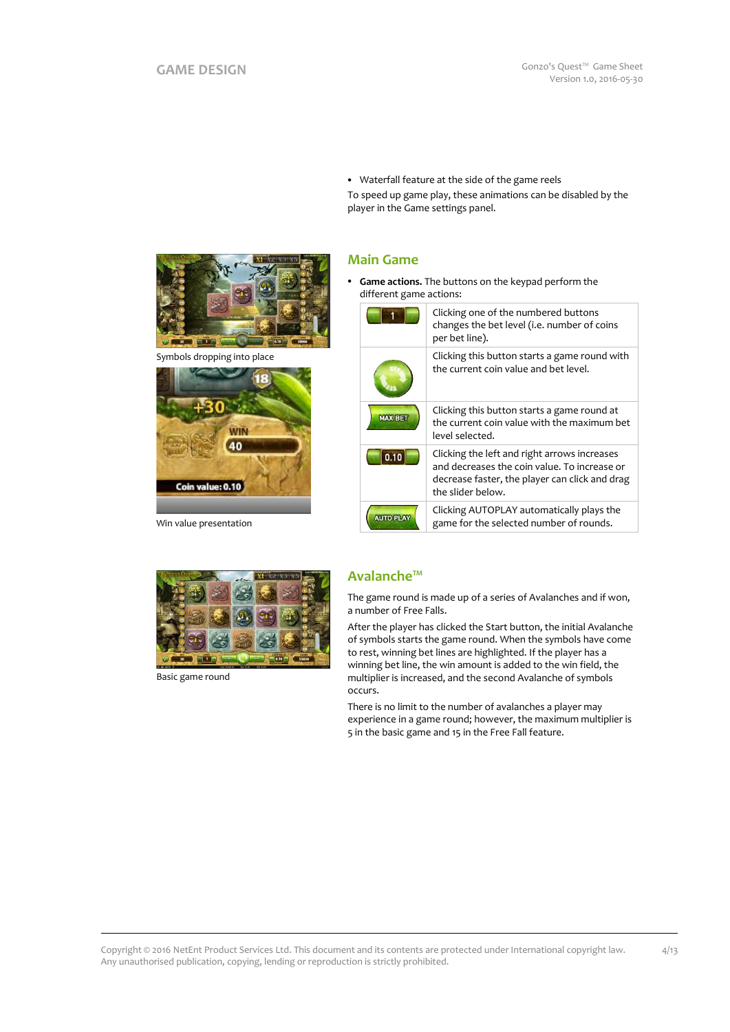- Waterfall feature at the side of the game reels

To speed up game play, these animations can be disabled by the player in the Game settings panel.

Symbols dropping into place

Win value presentation

## Main Game

- **Game actions.** The buttons on the keypad perform the different game actions:

| Button | Action |
|---|---|
| 1 | Clicking one of the numbered buttons changes the bet level (i.e. number of coins per bet line). |
| | Clicking this button starts a game round with the current coin value and bet level. |
| MAX BET | Clicking this button starts a game round at the current coin value with the maximum bet level selected. |
| 0.10 | Clicking the left and right arrows increases and decreases the coin value. To increase or decrease faster, the player can click and drag the slider below. |
| AUTO PLAY | Clicking AUTOPLAY automatically plays the game for the selected number of rounds. |

Basic game round

## Avalanche™

The game round is made up of a series of Avalanches and if won, a number of Free Falls.

After the player has clicked the Start button, the initial Avalanche of symbols starts the game round. When the symbols have come to rest, winning bet lines are highlighted. If the player has a winning bet line, the win amount is added to the win field, the multiplier is increased, and the second Avalanche of symbols occurs.

There is no limit to the number of avalanches a player may experience in a game round; however, the maximum multiplier is 5 in the basic game and 15 in the Free Fall feature.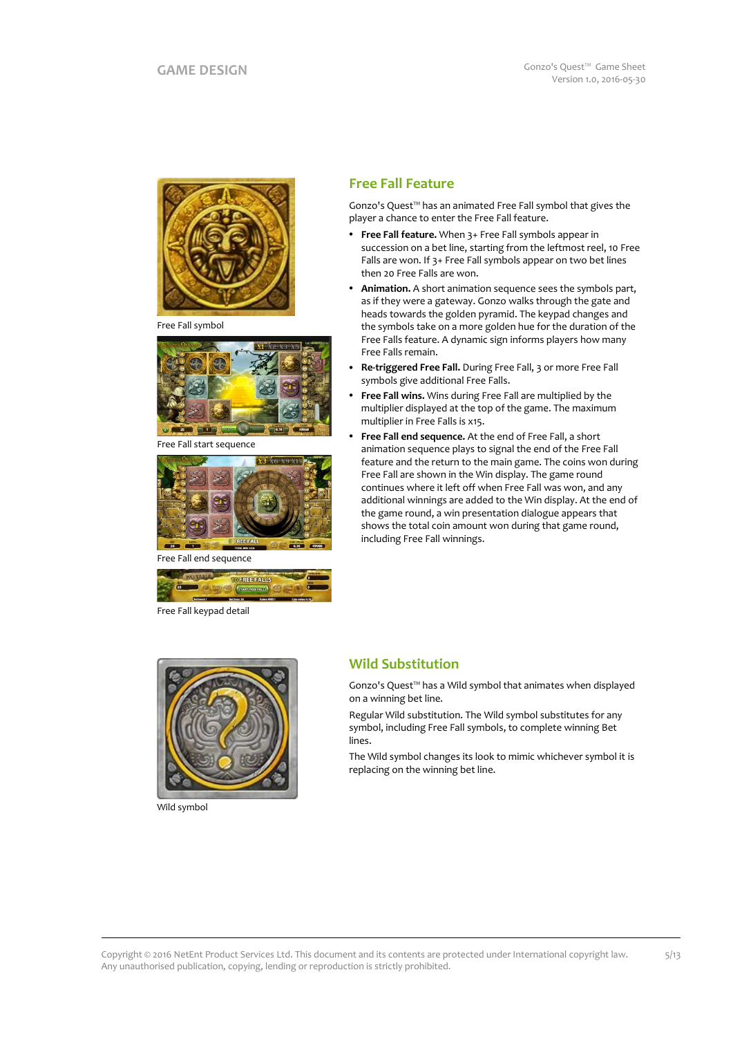Free Fall symbol

Free Fall start sequence

Free Fall end sequence

Free Fall keypad detail

## Free Fall Feature

Gonzo's Quest™ has an animated Free Fall symbol that gives the player a chance to enter the Free Fall feature.

- **Free Fall feature.** When 3+ Free Fall symbols appear in succession on a bet line, starting from the leftmost reel, 10 Free Falls are won. If 3+ Free Fall symbols appear on two bet lines then 20 Free Falls are won.
- **Animation.** A short animation sequence sees the symbols part, as if they were a gateway. Gonzo walks through the gate and heads towards the golden pyramid. The keypad changes and the symbols take on a more golden hue for the duration of the Free Falls feature. A dynamic sign informs players how many Free Falls remain.
- **Re-triggered Free Fall.** During Free Fall, 3 or more Free Fall symbols give additional Free Falls.
- **Free Fall wins.** Wins during Free Fall are multiplied by the multiplier displayed at the top of the game. The maximum multiplier in Free Falls is x15.
- **Free Fall end sequence.** At the end of Free Fall, a short animation sequence plays to signal the end of the Free Fall feature and the return to the main game. The coins won during Free Fall are shown in the Win display. The game round continues where it left off when Free Fall was won, and any additional winnings are added to the Win display. At the end of the game round, a win presentation dialogue appears that shows the total coin amount won during that game round, including Free Fall winnings.

Wild symbol

## Wild Substitution

Gonzo's Quest™ has a Wild symbol that animates when displayed on a winning bet line.

Regular Wild substitution. The Wild symbol substitutes for any symbol, including Free Fall symbols, to complete winning Bet lines.

The Wild symbol changes its look to mimic whichever symbol it is replacing on the winning bet line.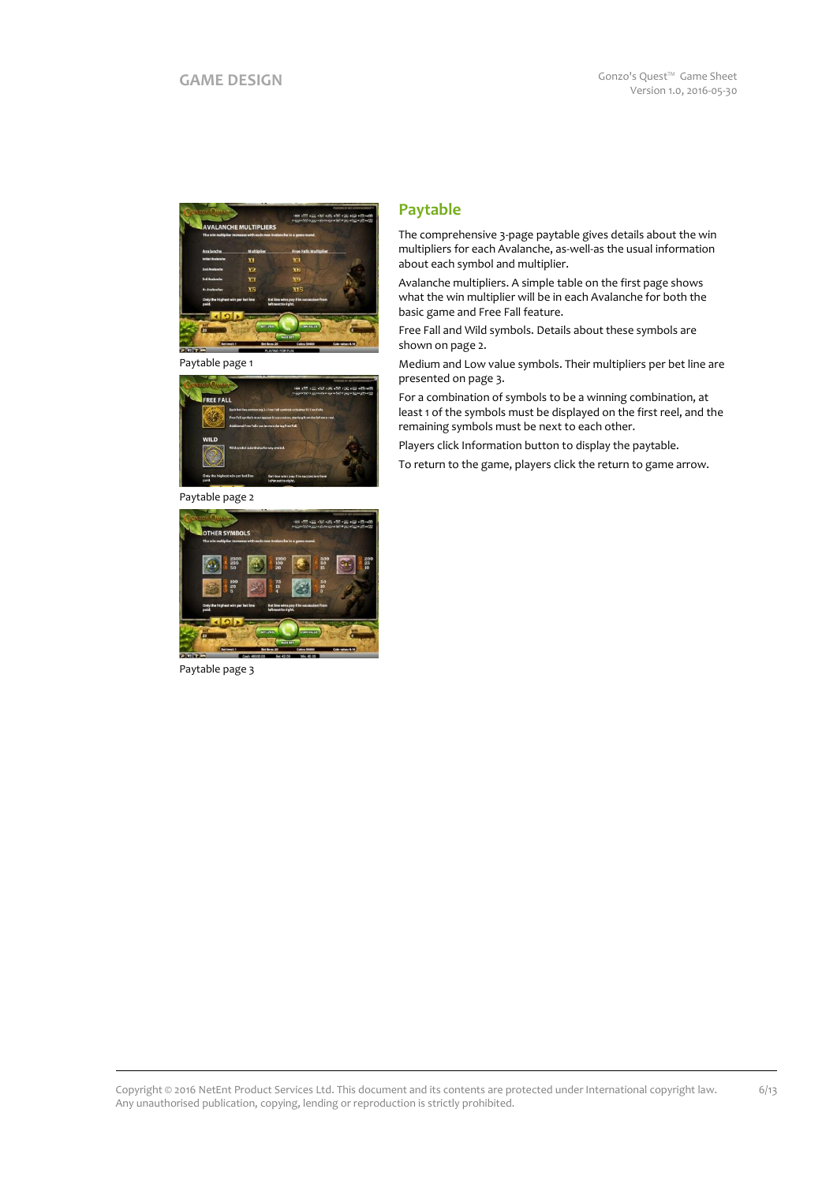Paytable page 1

Paytable page 2

Paytable page 3

## Paytable

The comprehensive 3-page paytable gives details about the win multipliers for each Avalanche, as-well-as the usual information about each symbol and multiplier.

Avalanche multipliers. A simple table on the first page shows what the win multiplier will be in each Avalanche for both the basic game and Free Fall feature.

Free Fall and Wild symbols. Details about these symbols are shown on page 2.

Medium and Low value symbols. Their multipliers per bet line are presented on page 3.

For a combination of symbols to be a winning combination, at least 1 of the symbols must be displayed on the first reel, and the remaining symbols must be next to each other.

Players click Information button to display the paytable.

To return to the game, players click the return to game arrow.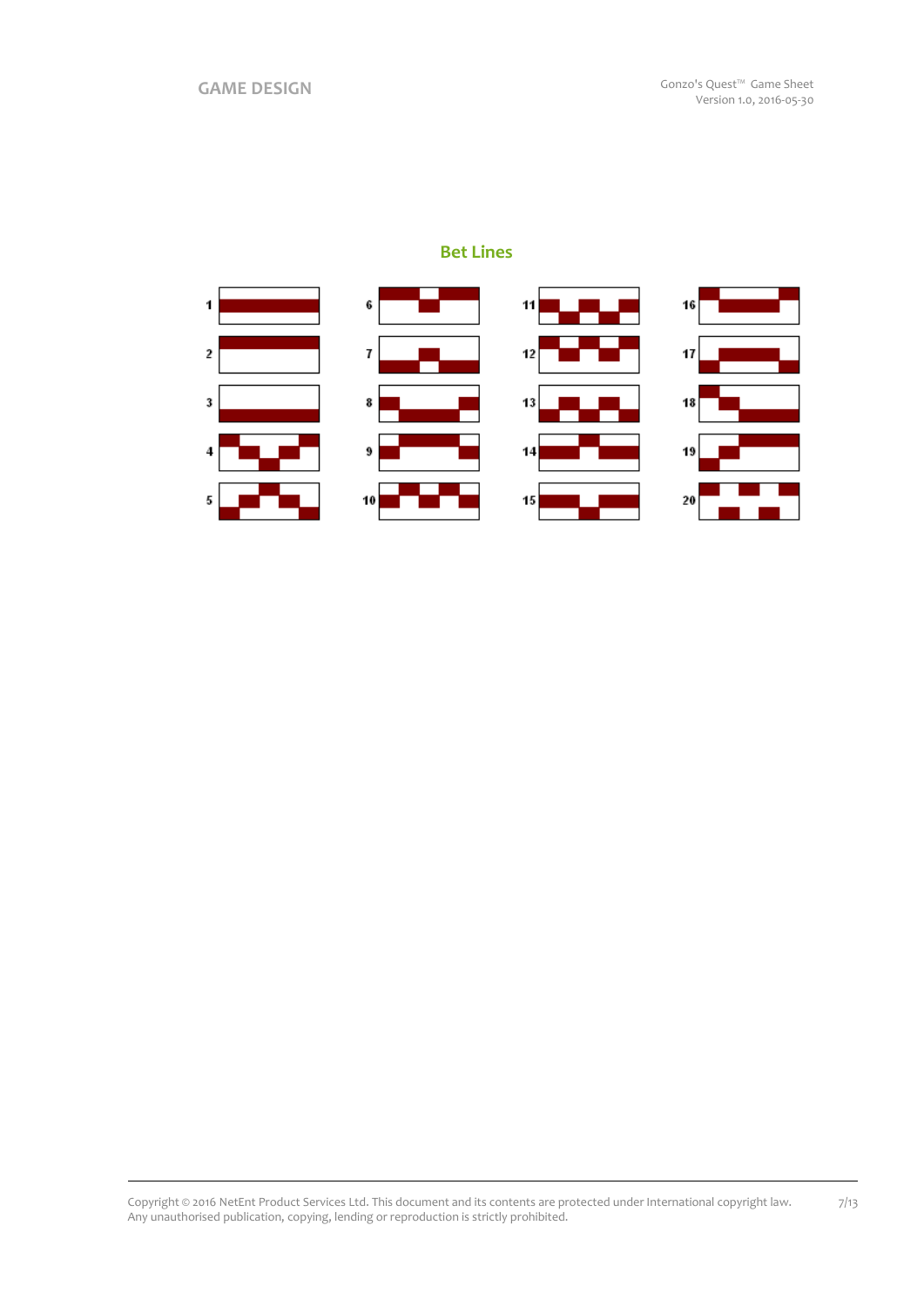## Bet Lines

1 6 11 16

2 7 12 17

3 8 13 18

4 9 14 19

5 10 15 20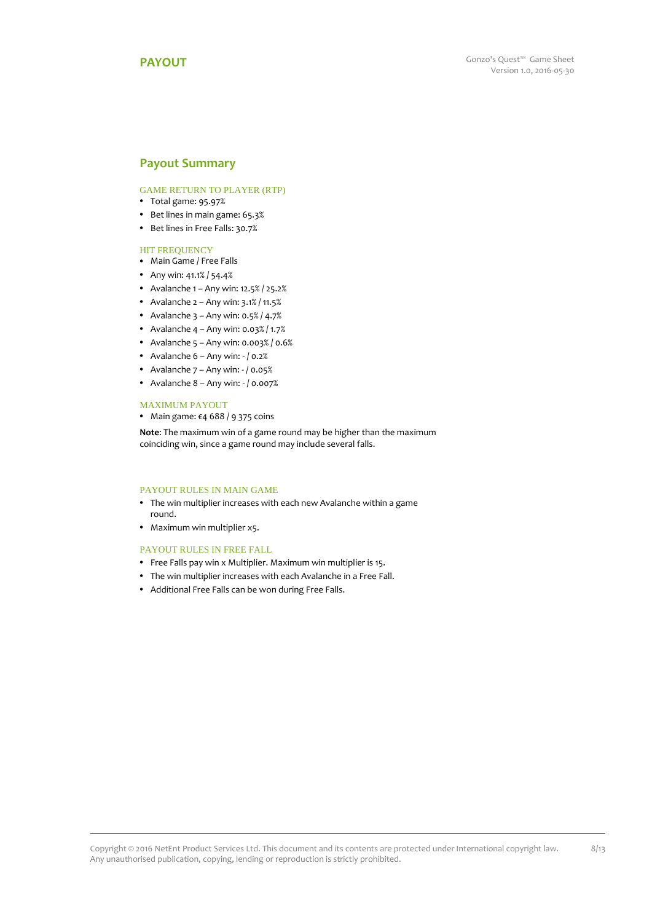# PAYOUT

## Payout Summary

### GAME RETURN TO PLAYER (RTP)

- Total game: 95.97%
- Bet lines in main game: 65.3%
- Bet lines in Free Falls: 30.7%

### HIT FREQUENCY

- Main Game / Free Falls
- Any win: 41.1% / 54.4%
- Avalanche 1 – Any win: 12.5% / 25.2%
- Avalanche 2 – Any win: 3.1% / 11.5%
- Avalanche 3 – Any win: 0.5% / 4.7%
- Avalanche 4 – Any win: 0.03% / 1.7%
- Avalanche 5 – Any win: 0.003% / 0.6%
- Avalanche 6 – Any win: - / 0.2%
- Avalanche 7 – Any win: - / 0.05%
- Avalanche 8 – Any win: - / 0.007%

### MAXIMUM PAYOUT

- Main game: €4 688 / 9 375 coins

**Note:** The maximum win of a game round may be higher than the maximum coinciding win, since a game round may include several falls.

### PAYOUT RULES IN MAIN GAME

- The win multiplier increases with each new Avalanche within a game round.
- Maximum win multiplier x5.

### PAYOUT RULES IN FREE FALL

- Free Falls pay win x Multiplier. Maximum win multiplier is 15.
- The win multiplier increases with each Avalanche in a Free Fall.
- Additional Free Falls can be won during Free Falls.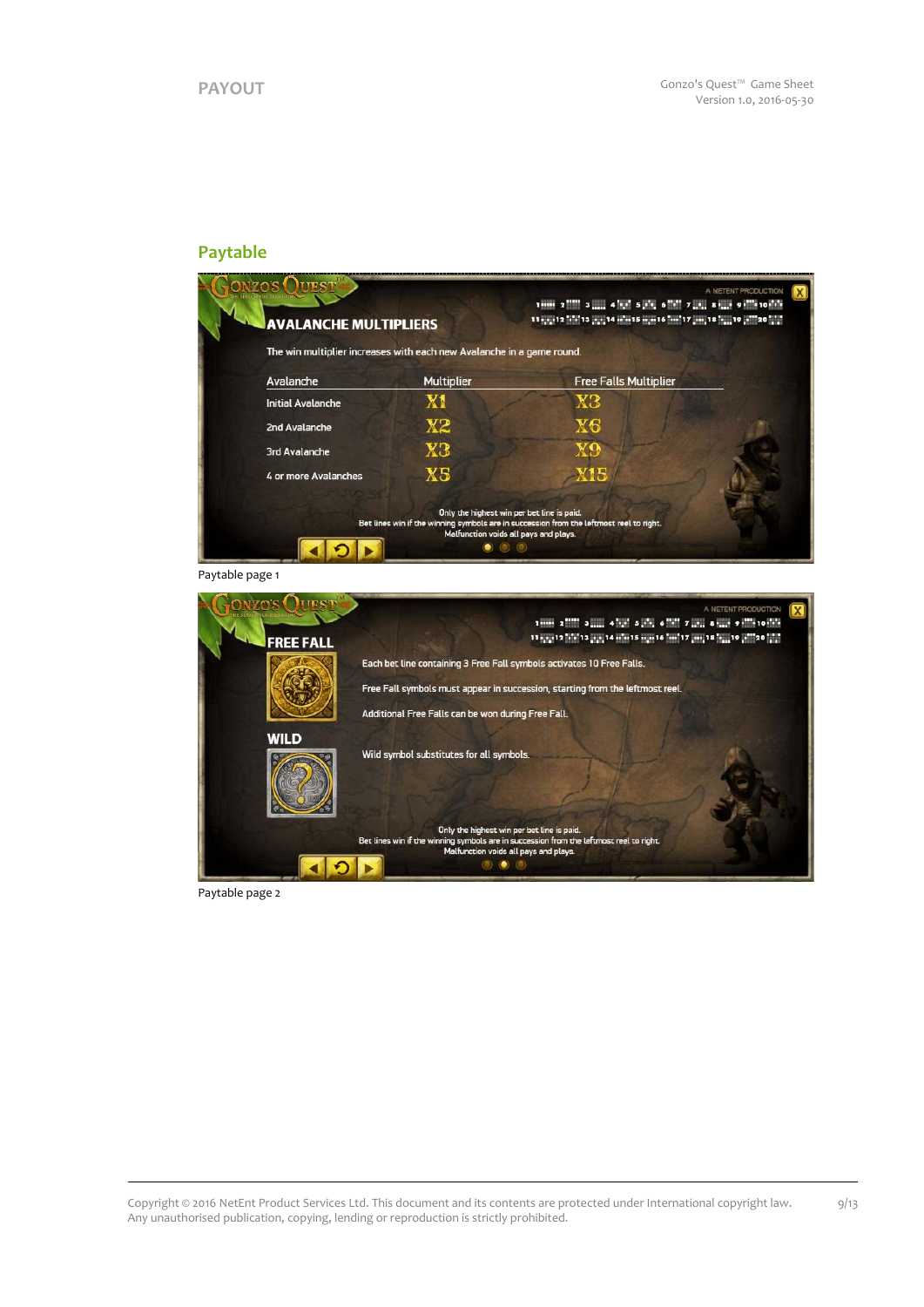## Paytable

**AVALANCHE MULTIPLIERS**

The win multiplier increases with each new Avalanche in a game round.

| Avalanche | Multiplier | Free Falls Multiplier |
|---|---|---|
| Initial Avalanche | X1 | X3 |
| 2nd Avalanche | X2 | X6 |
| 3rd Avalanche | X3 | X9 |
| 4 or more Avalanches | X5 | X15 |

Only the highest win per bet line is paid.
Bet lines win if the winning symbols are in succession from the leftmost reel to right.
Malfunction voids all pays and plays.

Paytable page 1

**FREE FALL**

Each bet line containing 3 Free Fall symbols activates 10 Free Falls.

Free Fall symbols must appear in succession, starting from the leftmost reel.

Additional Free Falls can be won during Free Fall.

**WILD**

Wild symbol substitutes for all symbols.

Only the highest win per bet line is paid.
Bet lines win if the winning symbols are in succession from the leftmost reel to right.
Malfunction voids all pays and plays.

Paytable page 2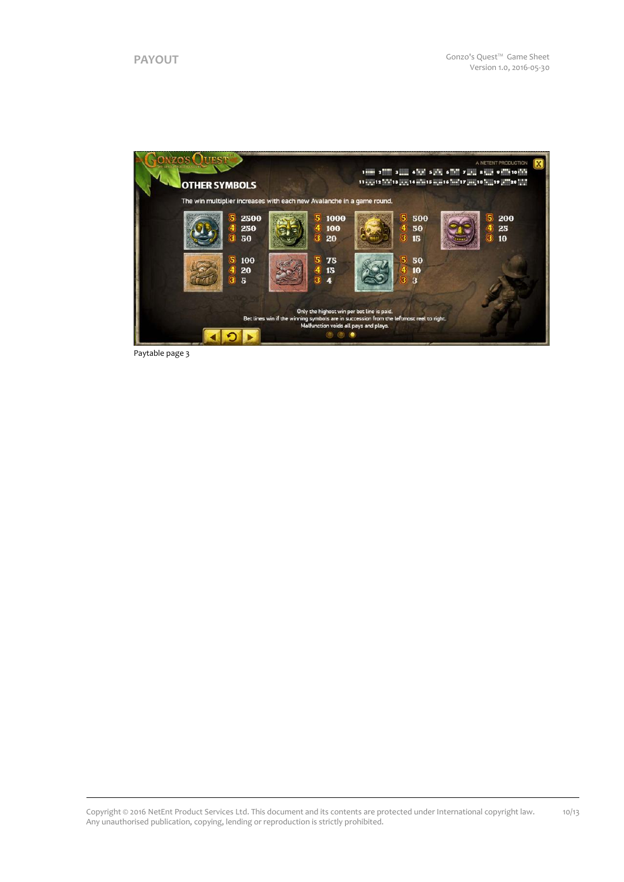# PAYOUT

## OTHER SYMBOLS

The win multiplier increases with each new Avalanche in a game round.

| Symbol | 5 | 4 | 3 |
|---|---|---|---|
| Symbol 1 | 2500 | 250 | 50 |
| Symbol 2 | 1000 | 100 | 20 |
| Symbol 3 | 500 | 50 | 15 |
| Symbol 4 | 200 | 25 | 10 |
| Symbol 5 | 100 | 20 | 5 |
| Symbol 6 | 75 | 15 | 4 |
| Symbol 7 | 50 | 10 | 3 |

Only the highest win per bet line is paid.
Bet lines win if the winning symbols are in succession from the leftmost reel to right.
Malfunction voids all pays and plays.

Paytable page 3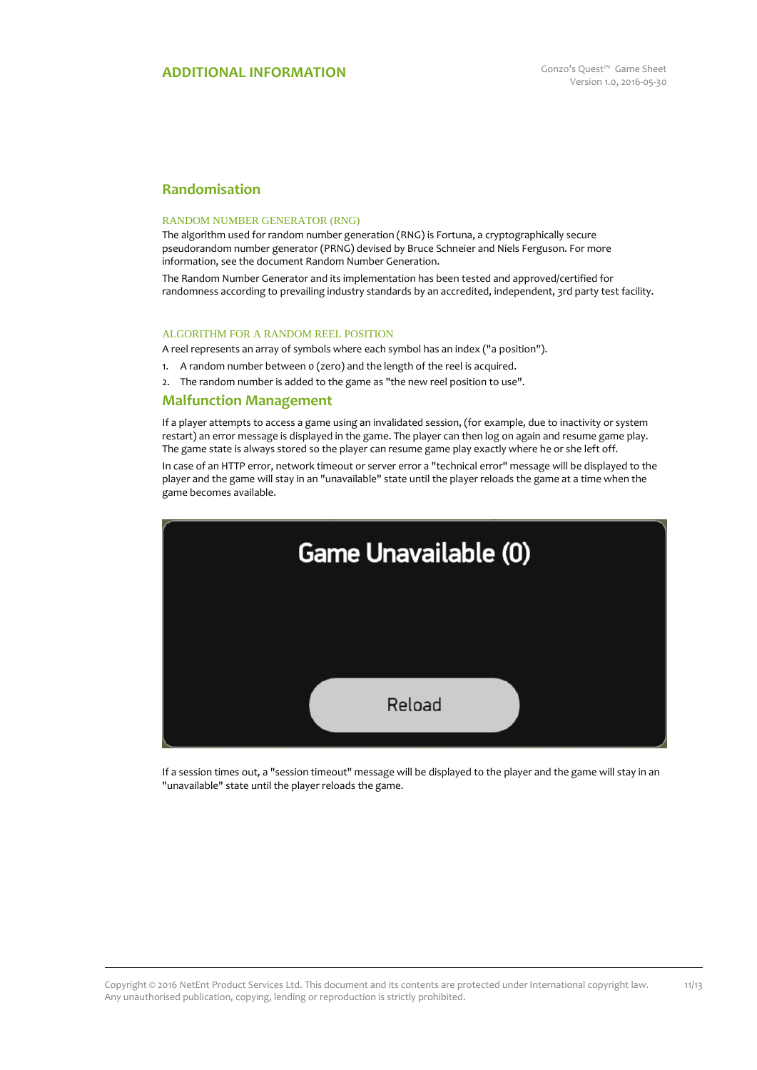## ADDITIONAL INFORMATION

## Randomisation

### RANDOM NUMBER GENERATOR (RNG)

The algorithm used for random number generation (RNG) is Fortuna, a cryptographically secure pseudorandom number generator (PRNG) devised by Bruce Schneier and Niels Ferguson. For more information, see the document Random Number Generation.

The Random Number Generator and its implementation has been tested and approved/certified for randomness according to prevailing industry standards by an accredited, independent, 3rd party test facility.

### ALGORITHM FOR A RANDOM REEL POSITION

A reel represents an array of symbols where each symbol has an index ("a position").

1. A random number between 0 (zero) and the length of the reel is acquired.
2. The random number is added to the game as "the new reel position to use".

## Malfunction Management

If a player attempts to access a game using an invalidated session, (for example, due to inactivity or system restart) an error message is displayed in the game. The player can then log on again and resume game play. The game state is always stored so the player can resume game play exactly where he or she left off.

In case of an HTTP error, network timeout or server error a "technical error" message will be displayed to the player and the game will stay in an "unavailable" state until the player reloads the game at a time when the game becomes available.

Game Unavailable (0)

Reload

If a session times out, a "session timeout" message will be displayed to the player and the game will stay in an "unavailable" state until the player reloads the game.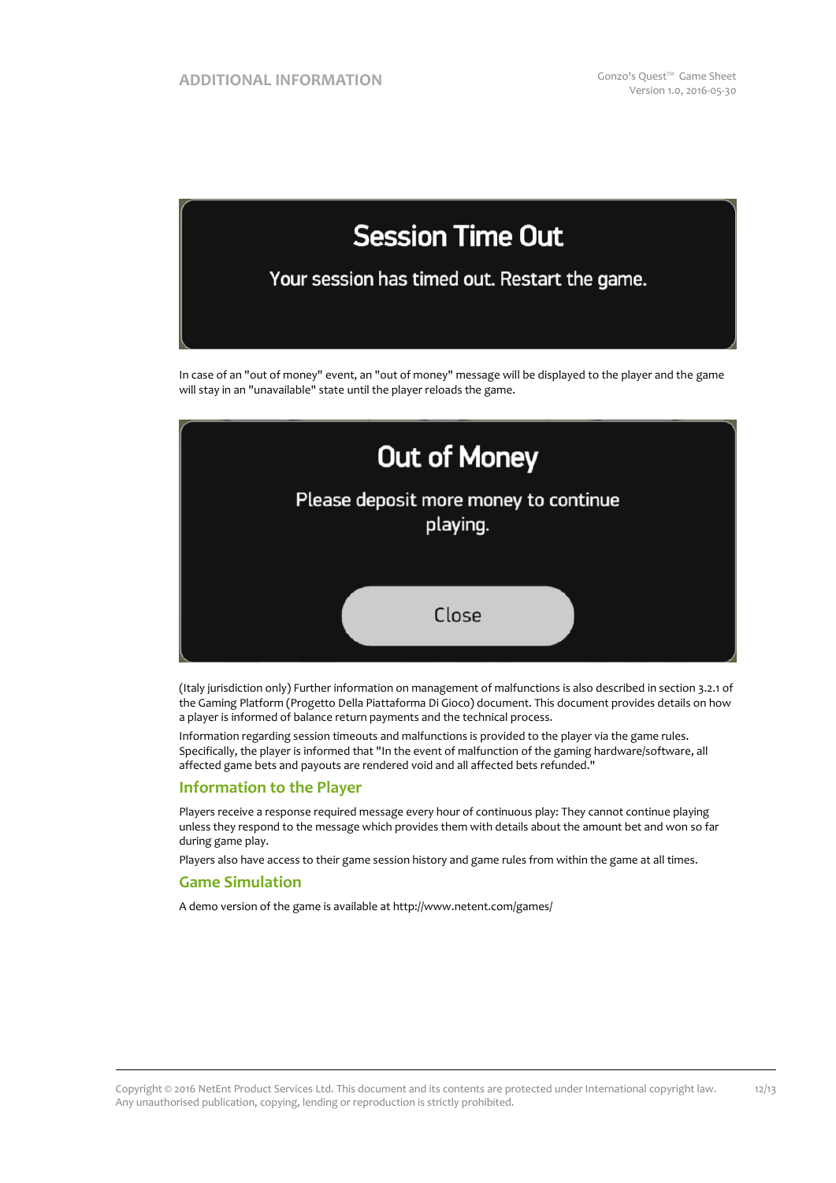Session Time Out

Your session has timed out. Restart the game.

In case of an "out of money" event, an "out of money" message will be displayed to the player and the game will stay in an "unavailable" state until the player reloads the game.

Out of Money

Please deposit more money to continue playing.

Close

(Italy jurisdiction only) Further information on management of malfunctions is also described in section 3.2.1 of the Gaming Platform (Progetto Della Piattaforma Di Gioco) document. This document provides details on how a player is informed of balance return payments and the technical process.

Information regarding session timeouts and malfunctions is provided to the player via the game rules. Specifically, the player is informed that "In the event of malfunction of the gaming hardware/software, all affected game bets and payouts are rendered void and all affected bets refunded."

## Information to the Player

Players receive a response required message every hour of continuous play: They cannot continue playing unless they respond to the message which provides them with details about the amount bet and won so far during game play.

Players also have access to their game session history and game rules from within the game at all times.

## Game Simulation

A demo version of the game is available at http://www.netent.com/games/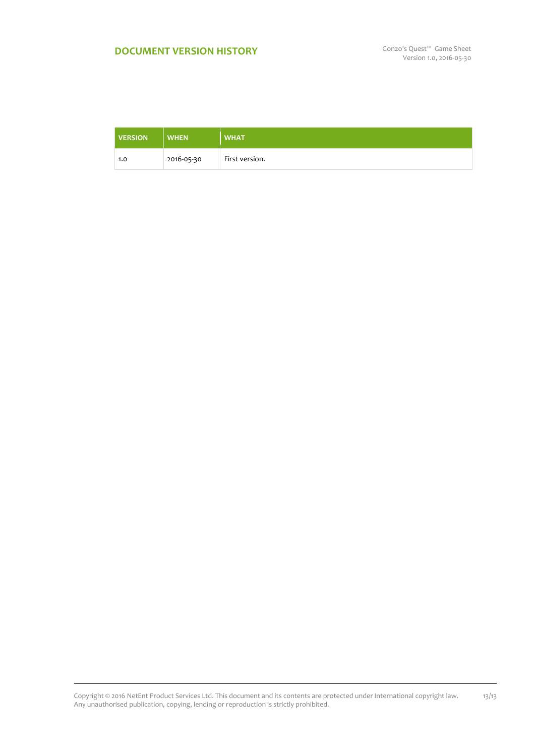# DOCUMENT VERSION HISTORY

| VERSION | WHEN | WHAT |
| --- | --- | --- |
| 1.0 | 2016-05-30 | First version. |